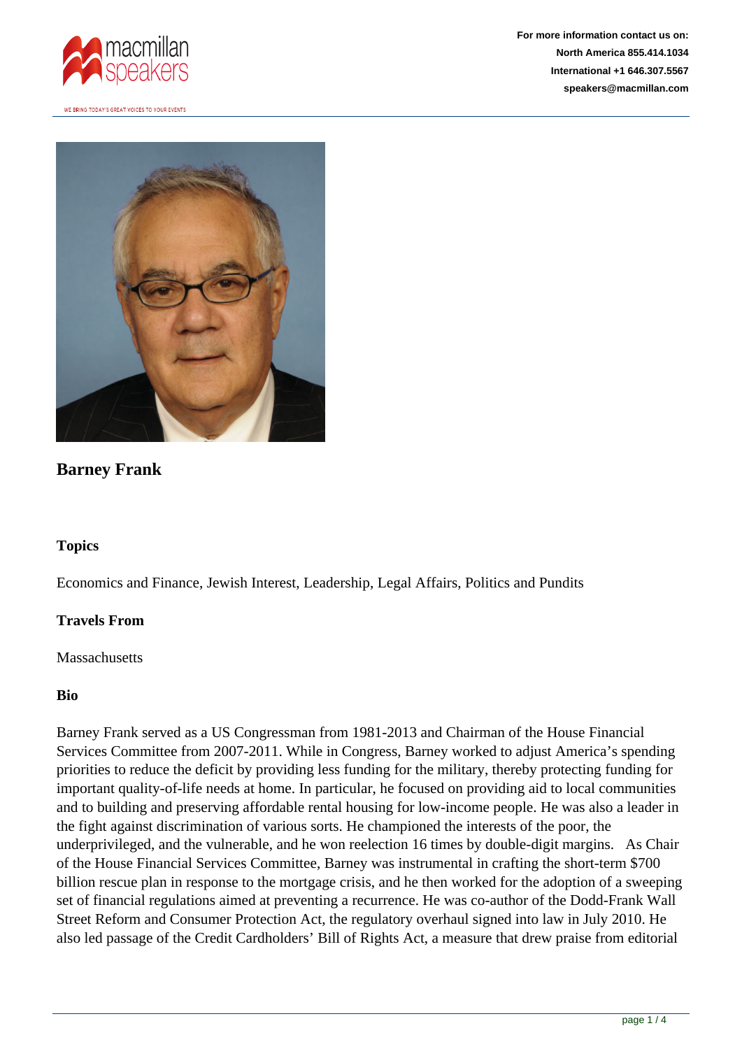For more information contact us on:
North America 855.414.1034
International +1 646.307.5567
speakers@macmillan.com

# Barney Frank

### Topics

Economics and Finance, Jewish Interest, Leadership, Legal Affairs, Politics and Pundits

### Travels From

Massachusetts

### Bio

Barney Frank served as a US Congressman from 1981-2013 and Chairman of the House Financial Services Committee from 2007-2011. While in Congress, Barney worked to adjust America's spending priorities to reduce the deficit by providing less funding for the military, thereby protecting funding for important quality-of-life needs at home. In particular, he focused on providing aid to local communities and to building and preserving affordable rental housing for low-income people. He was also a leader in the fight against discrimination of various sorts. He championed the interests of the poor, the underprivileged, and the vulnerable, and he won reelection 16 times by double-digit margins. As Chair of the House Financial Services Committee, Barney was instrumental in crafting the short-term $700 billion rescue plan in response to the mortgage crisis, and he then worked for the adoption of a sweeping set of financial regulations aimed at preventing a recurrence. He was co-author of the Dodd-Frank Wall Street Reform and Consumer Protection Act, the regulatory overhaul signed into law in July 2010. He also led passage of the Credit Cardholders' Bill of Rights Act, a measure that drew praise from editorial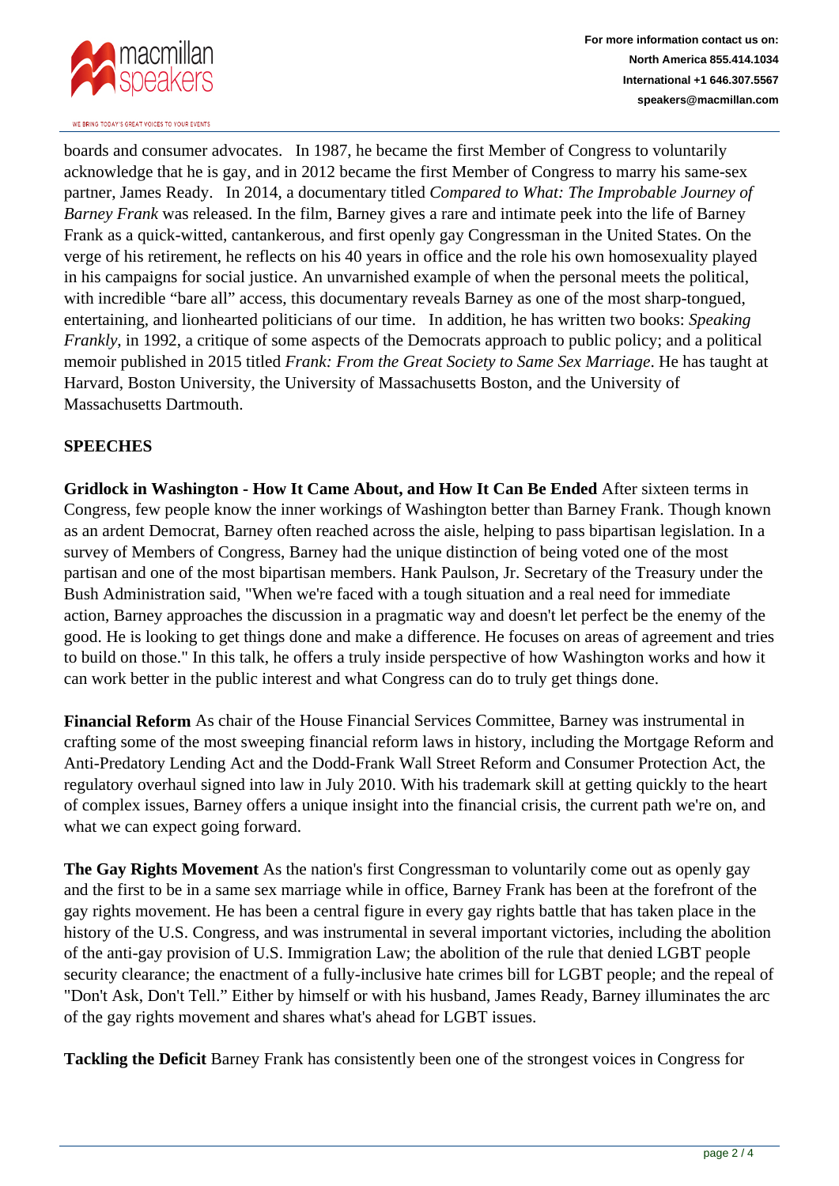boards and consumer advocates. In 1987, he became the first Member of Congress to voluntarily acknowledge that he is gay, and in 2012 became the first Member of Congress to marry his same-sex partner, James Ready. In 2014, a documentary titled *Compared to What: The Improbable Journey of Barney Frank* was released. In the film, Barney gives a rare and intimate peek into the life of Barney Frank as a quick-witted, cantankerous, and first openly gay Congressman in the United States. On the verge of his retirement, he reflects on his 40 years in office and the role his own homosexuality played in his campaigns for social justice. An unvarnished example of when the personal meets the political, with incredible "bare all" access, this documentary reveals Barney as one of the most sharp-tongued, entertaining, and lionhearted politicians of our time. In addition, he has written two books: *Speaking Frankly*, in 1992, a critique of some aspects of the Democrats approach to public policy; and a political memoir published in 2015 titled *Frank: From the Great Society to Same Sex Marriage*. He has taught at Harvard, Boston University, the University of Massachusetts Boston, and the University of Massachusetts Dartmouth.

## SPEECHES

**Gridlock in Washington - How It Came About, and How It Can Be Ended** After sixteen terms in Congress, few people know the inner workings of Washington better than Barney Frank. Though known as an ardent Democrat, Barney often reached across the aisle, helping to pass bipartisan legislation. In a survey of Members of Congress, Barney had the unique distinction of being voted one of the most partisan and one of the most bipartisan members. Hank Paulson, Jr. Secretary of the Treasury under the Bush Administration said, "When we're faced with a tough situation and a real need for immediate action, Barney approaches the discussion in a pragmatic way and doesn't let perfect be the enemy of the good. He is looking to get things done and make a difference. He focuses on areas of agreement and tries to build on those." In this talk, he offers a truly inside perspective of how Washington works and how it can work better in the public interest and what Congress can do to truly get things done.

**Financial Reform** As chair of the House Financial Services Committee, Barney was instrumental in crafting some of the most sweeping financial reform laws in history, including the Mortgage Reform and Anti-Predatory Lending Act and the Dodd-Frank Wall Street Reform and Consumer Protection Act, the regulatory overhaul signed into law in July 2010. With his trademark skill at getting quickly to the heart of complex issues, Barney offers a unique insight into the financial crisis, the current path we're on, and what we can expect going forward.

**The Gay Rights Movement** As the nation's first Congressman to voluntarily come out as openly gay and the first to be in a same sex marriage while in office, Barney Frank has been at the forefront of the gay rights movement. He has been a central figure in every gay rights battle that has taken place in the history of the U.S. Congress, and was instrumental in several important victories, including the abolition of the anti-gay provision of U.S. Immigration Law; the abolition of the rule that denied LGBT people security clearance; the enactment of a fully-inclusive hate crimes bill for LGBT people; and the repeal of "Don't Ask, Don't Tell." Either by himself or with his husband, James Ready, Barney illuminates the arc of the gay rights movement and shares what's ahead for LGBT issues.

**Tackling the Deficit** Barney Frank has consistently been one of the strongest voices in Congress for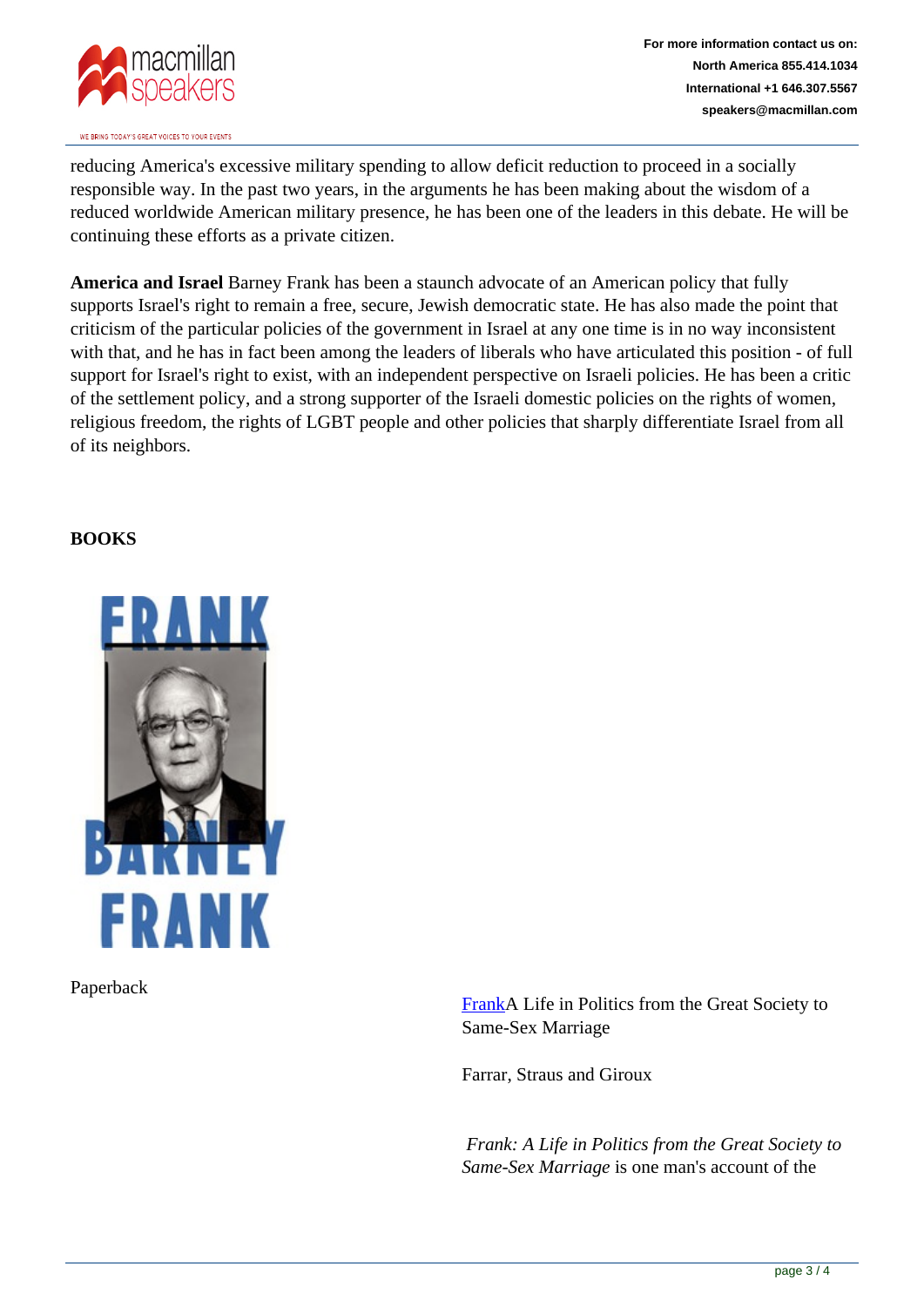reducing America's excessive military spending to allow deficit reduction to proceed in a socially responsible way. In the past two years, in the arguments he has been making about the wisdom of a reduced worldwide American military presence, he has been one of the leaders in this debate. He will be continuing these efforts as a private citizen.

**America and Israel** Barney Frank has been a staunch advocate of an American policy that fully supports Israel's right to remain a free, secure, Jewish democratic state. He has also made the point that criticism of the particular policies of the government in Israel at any one time is in no way inconsistent with that, and he has in fact been among the leaders of liberals who have articulated this position - of full support for Israel's right to exist, with an independent perspective on Israeli policies. He has been a critic of the settlement policy, and a strong supporter of the Israeli domestic policies on the rights of women, religious freedom, the rights of LGBT people and other policies that sharply differentiate Israel from all of its neighbors.

**BOOKS**

Paperback

FrankA Life in Politics from the Great Society to Same-Sex Marriage

Farrar, Straus and Giroux

*Frank: A Life in Politics from the Great Society to Same-Sex Marriage* is one man's account of the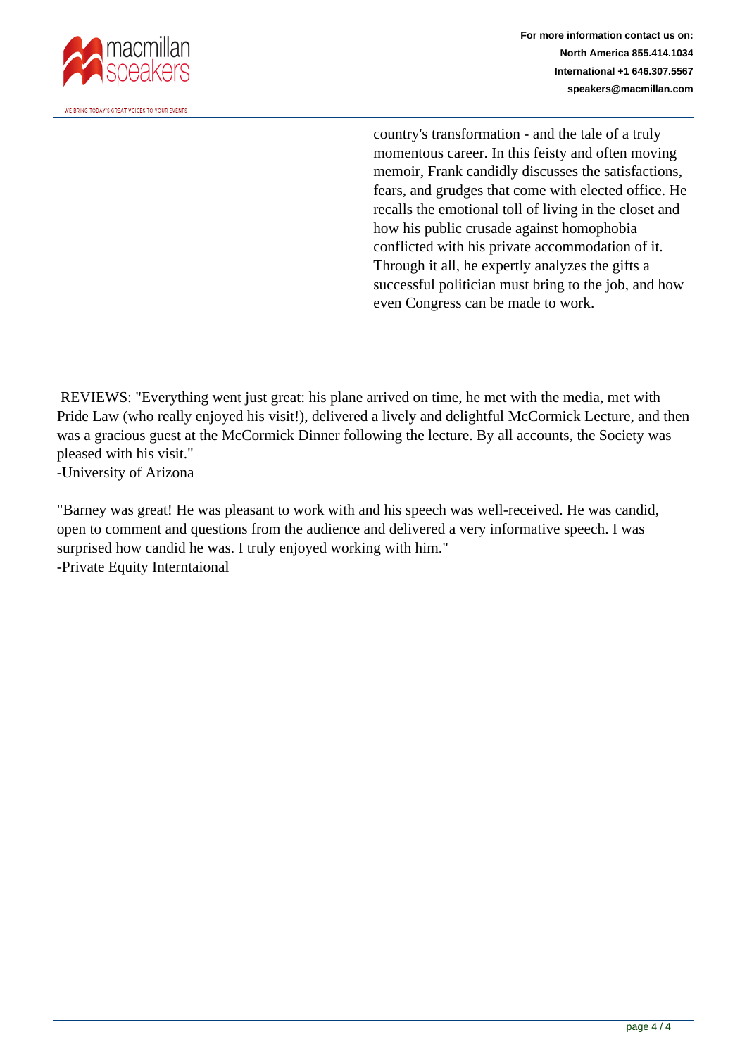country's transformation - and the tale of a truly momentous career. In this feisty and often moving memoir, Frank candidly discusses the satisfactions, fears, and grudges that come with elected office. He recalls the emotional toll of living in the closet and how his public crusade against homophobia conflicted with his private accommodation of it. Through it all, he expertly analyzes the gifts a successful politician must bring to the job, and how even Congress can be made to work.

REVIEWS: "Everything went just great: his plane arrived on time, he met with the media, met with Pride Law (who really enjoyed his visit!), delivered a lively and delightful McCormick Lecture, and then was a gracious guest at the McCormick Dinner following the lecture. By all accounts, the Society was pleased with his visit."
-University of Arizona

"Barney was great! He was pleasant to work with and his speech was well-received. He was candid, open to comment and questions from the audience and delivered a very informative speech. I was surprised how candid he was. I truly enjoyed working with him."
-Private Equity Interntaional